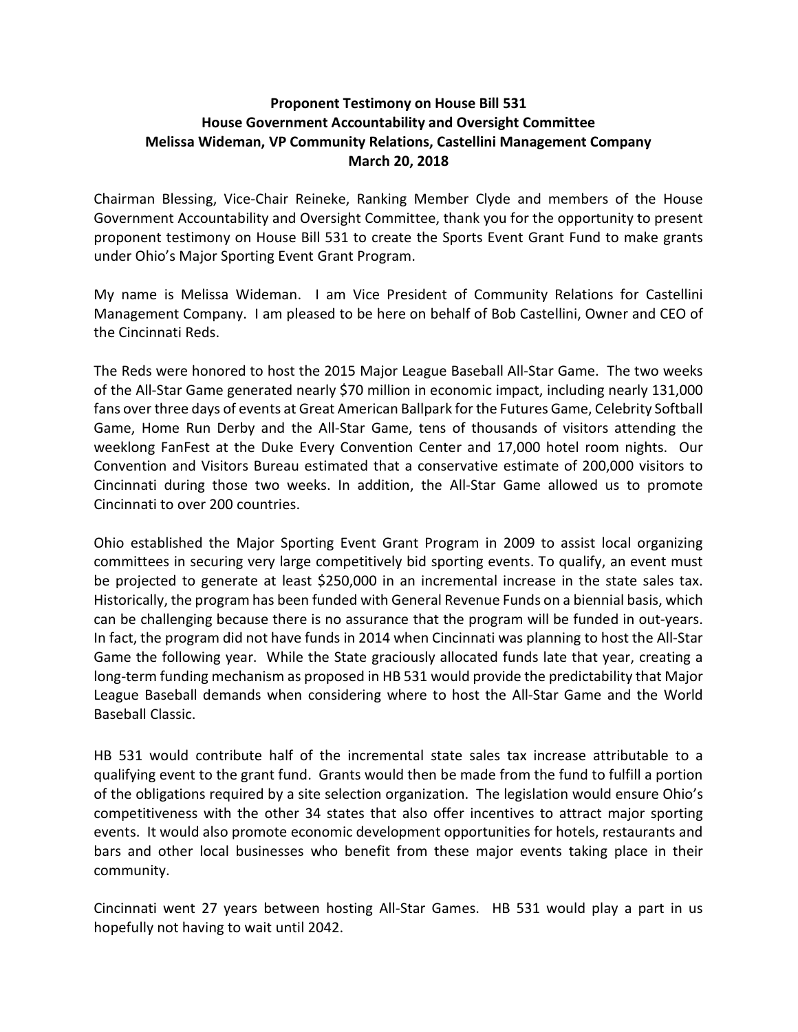**Proponent Testimony on House Bill 531**
**House Government Accountability and Oversight Committee**
**Melissa Wideman, VP Community Relations, Castellini Management Company**
**March 20, 2018**

Chairman Blessing, Vice-Chair Reineke, Ranking Member Clyde and members of the House Government Accountability and Oversight Committee, thank you for the opportunity to present proponent testimony on House Bill 531 to create the Sports Event Grant Fund to make grants under Ohio's Major Sporting Event Grant Program.

My name is Melissa Wideman. I am Vice President of Community Relations for Castellini Management Company. I am pleased to be here on behalf of Bob Castellini, Owner and CEO of the Cincinnati Reds.

The Reds were honored to host the 2015 Major League Baseball All-Star Game. The two weeks of the All-Star Game generated nearly $70 million in economic impact, including nearly 131,000 fans over three days of events at Great American Ballpark for the Futures Game, Celebrity Softball Game, Home Run Derby and the All-Star Game, tens of thousands of visitors attending the weeklong FanFest at the Duke Every Convention Center and 17,000 hotel room nights. Our Convention and Visitors Bureau estimated that a conservative estimate of 200,000 visitors to Cincinnati during those two weeks. In addition, the All-Star Game allowed us to promote Cincinnati to over 200 countries.

Ohio established the Major Sporting Event Grant Program in 2009 to assist local organizing committees in securing very large competitively bid sporting events. To qualify, an event must be projected to generate at least $250,000 in an incremental increase in the state sales tax. Historically, the program has been funded with General Revenue Funds on a biennial basis, which can be challenging because there is no assurance that the program will be funded in out-years. In fact, the program did not have funds in 2014 when Cincinnati was planning to host the All-Star Game the following year. While the State graciously allocated funds late that year, creating a long-term funding mechanism as proposed in HB 531 would provide the predictability that Major League Baseball demands when considering where to host the All-Star Game and the World Baseball Classic.

HB 531 would contribute half of the incremental state sales tax increase attributable to a qualifying event to the grant fund. Grants would then be made from the fund to fulfill a portion of the obligations required by a site selection organization. The legislation would ensure Ohio's competitiveness with the other 34 states that also offer incentives to attract major sporting events. It would also promote economic development opportunities for hotels, restaurants and bars and other local businesses who benefit from these major events taking place in their community.

Cincinnati went 27 years between hosting All-Star Games. HB 531 would play a part in us hopefully not having to wait until 2042.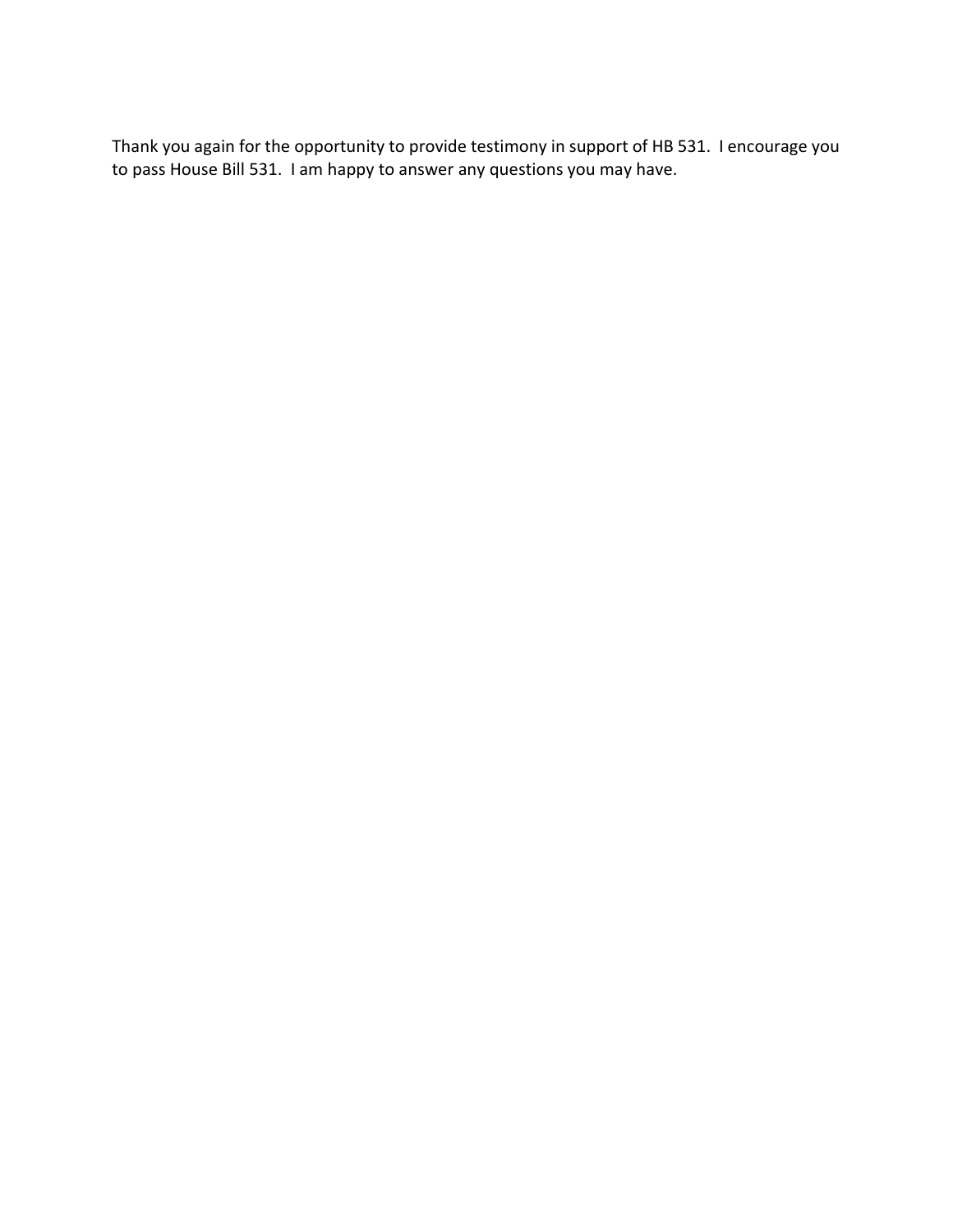Thank you again for the opportunity to provide testimony in support of HB 531. I encourage you to pass House Bill 531. I am happy to answer any questions you may have.